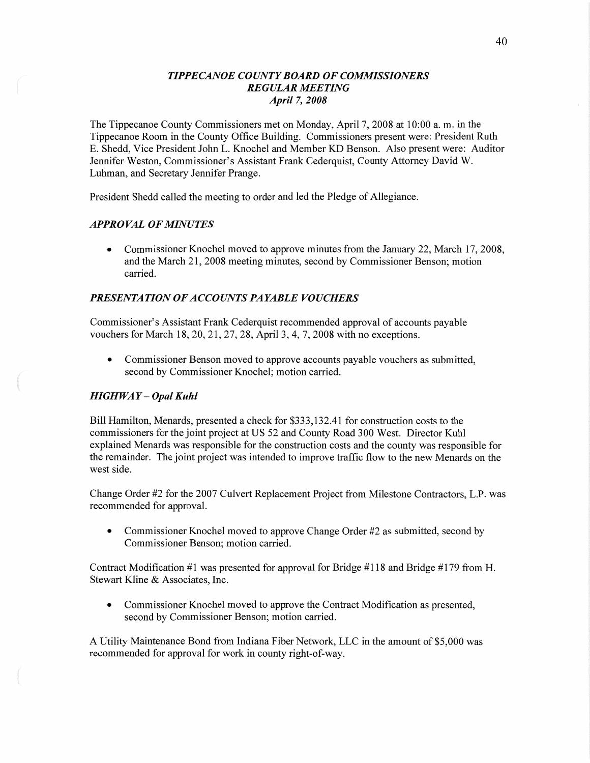# *TIPPECANOE COUNTY BOARD OF COMMISSIONERS*
## *REGULAR MEETING*
### *April 7, 2008*

The Tippecanoe County Commissioners met on Monday, April 7, 2008 at 10:00 a. m. in the Tippecanoe Room in the County Office Building. Commissioners present were: President Ruth E. Shedd, Vice President John L. Knochel and Member KD Benson. Also present were: Auditor Jennifer Weston, Commissioner's Assistant Frank Cederquist, County Attorney David W. Luhman, and Secretary Jennifer Prange.

President Shedd called the meeting to order and led the Pledge of Allegiance.

### *APPROVAL OF MINUTES*

- Commissioner Knochel moved to approve minutes from the January 22, March 17, 2008, and the March 21, 2008 meeting minutes, second by Commissioner Benson; motion carried.

### *PRESENTATION OF ACCOUNTS PAYABLE VOUCHERS*

Commissioner's Assistant Frank Cederquist recommended approval of accounts payable vouchers for March 18, 20, 21, 27, 28, April 3, 4, 7, 2008 with no exceptions.

- Commissioner Benson moved to approve accounts payable vouchers as submitted, second by Commissioner Knochel; motion carried.

### *HIGHWAY – Opal Kuhl*

Bill Hamilton, Menards, presented a check for $333,132.41 for construction costs to the commissioners for the joint project at US 52 and County Road 300 West. Director Kuhl explained Menards was responsible for the construction costs and the county was responsible for the remainder. The joint project was intended to improve traffic flow to the new Menards on the west side.

Change Order #2 for the 2007 Culvert Replacement Project from Milestone Contractors, L.P. was recommended for approval.

- Commissioner Knochel moved to approve Change Order #2 as submitted, second by Commissioner Benson; motion carried.

Contract Modification #1 was presented for approval for Bridge #118 and Bridge #179 from H. Stewart Kline & Associates, Inc.

- Commissioner Knochel moved to approve the Contract Modification as presented, second by Commissioner Benson; motion carried.

A Utility Maintenance Bond from Indiana Fiber Network, LLC in the amount of $5,000 was recommended for approval for work in county right-of-way.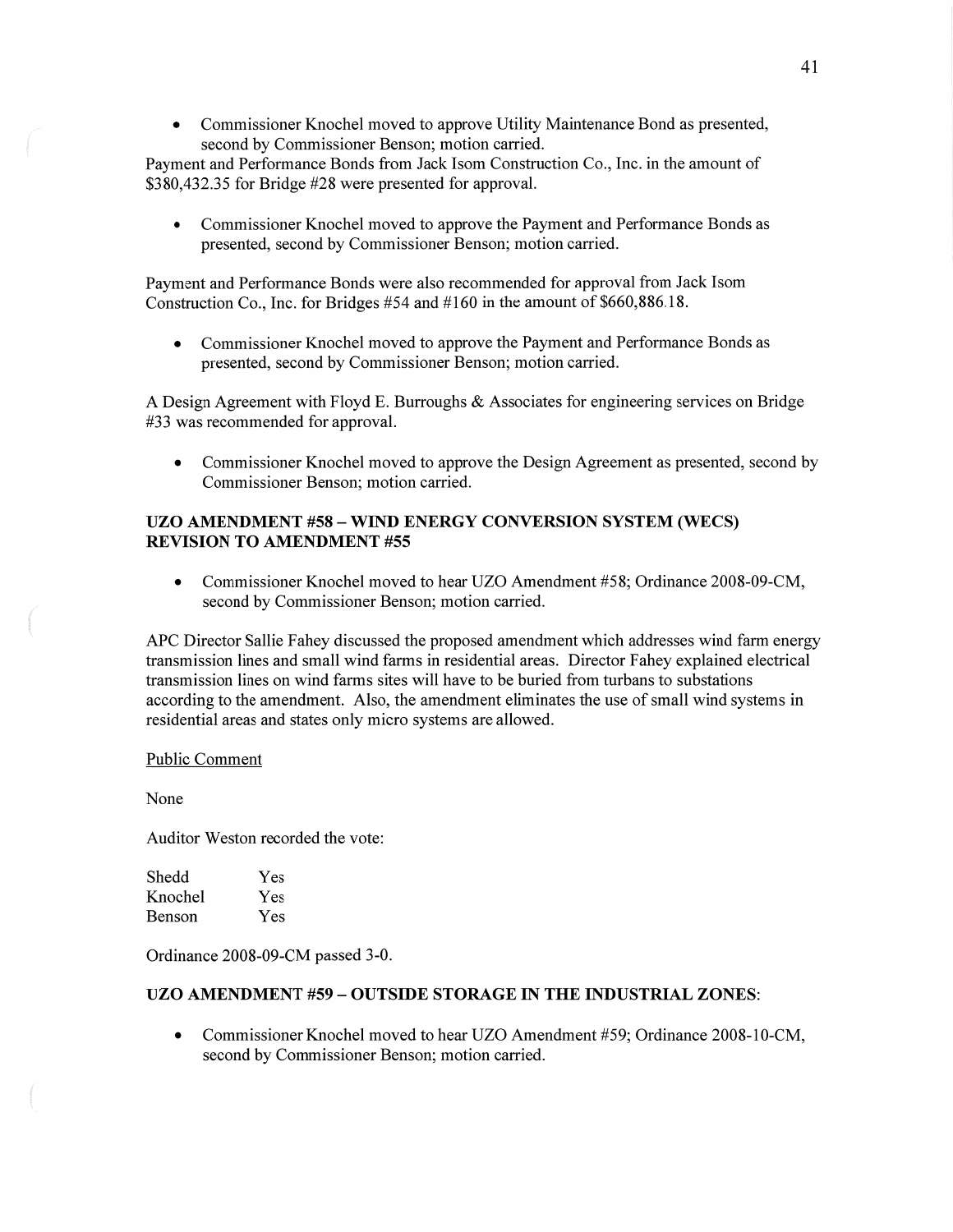- Commissioner Knochel moved to approve Utility Maintenance Bond as presented, second by Commissioner Benson; motion carried.

Payment and Performance Bonds from Jack Isom Construction Co., Inc. in the amount of $380,432.35 for Bridge #28 were presented for approval.

- Commissioner Knochel moved to approve the Payment and Performance Bonds as presented, second by Commissioner Benson; motion carried.

Payment and Performance Bonds were also recommended for approval from Jack Isom Construction Co., Inc. for Bridges #54 and #160 in the amount of $660,886.18.

- Commissioner Knochel moved to approve the Payment and Performance Bonds as presented, second by Commissioner Benson; motion carried.

A Design Agreement with Floyd E. Burroughs & Associates for engineering services on Bridge #33 was recommended for approval.

- Commissioner Knochel moved to approve the Design Agreement as presented, second by Commissioner Benson; motion carried.

**UZO AMENDMENT #58 – WIND ENERGY CONVERSION SYSTEM (WECS) REVISION TO AMENDMENT #55**

- Commissioner Knochel moved to hear UZO Amendment #58; Ordinance 2008-09-CM, second by Commissioner Benson; motion carried.

APC Director Sallie Fahey discussed the proposed amendment which addresses wind farm energy transmission lines and small wind farms in residential areas. Director Fahey explained electrical transmission lines on wind farms sites will have to be buried from turbans to substations according to the amendment. Also, the amendment eliminates the use of small wind systems in residential areas and states only micro systems are allowed.

Public Comment

None

Auditor Weston recorded the vote:

| | |
|---|---|
| Shedd | Yes |
| Knochel | Yes |
| Benson | Yes |

Ordinance 2008-09-CM passed 3-0.

**UZO AMENDMENT #59 – OUTSIDE STORAGE IN THE INDUSTRIAL ZONES**:

- Commissioner Knochel moved to hear UZO Amendment #59; Ordinance 2008-10-CM, second by Commissioner Benson; motion carried.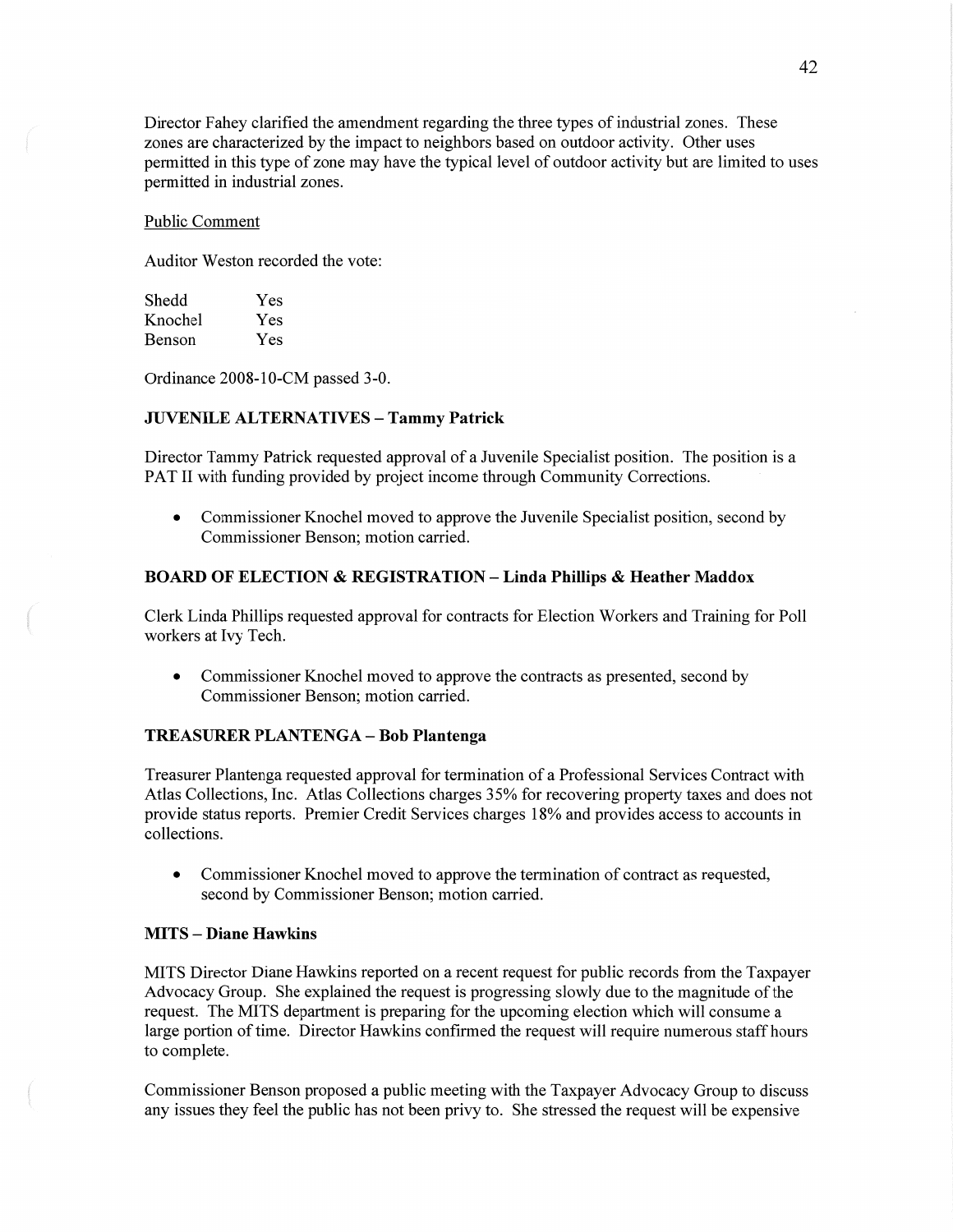Director Fahey clarified the amendment regarding the three types of industrial zones. These zones are characterized by the impact to neighbors based on outdoor activity. Other uses permitted in this type of zone may have the typical level of outdoor activity but are limited to uses permitted in industrial zones.

Public Comment

Auditor Weston recorded the vote:

| | |
|---|---|
| Shedd | Yes |
| Knochel | Yes |
| Benson | Yes |

Ordinance 2008-10-CM passed 3-0.

### JUVENILE ALTERNATIVES – Tammy Patrick

Director Tammy Patrick requested approval of a Juvenile Specialist position. The position is a PAT II with funding provided by project income through Community Corrections.

- Commissioner Knochel moved to approve the Juvenile Specialist position, second by Commissioner Benson; motion carried.

### BOARD OF ELECTION & REGISTRATION – Linda Phillips & Heather Maddox

Clerk Linda Phillips requested approval for contracts for Election Workers and Training for Poll workers at Ivy Tech.

- Commissioner Knochel moved to approve the contracts as presented, second by Commissioner Benson; motion carried.

### TREASURER PLANTENGA – Bob Plantenga

Treasurer Plantenga requested approval for termination of a Professional Services Contract with Atlas Collections, Inc. Atlas Collections charges 35% for recovering property taxes and does not provide status reports. Premier Credit Services charges 18% and provides access to accounts in collections.

- Commissioner Knochel moved to approve the termination of contract as requested, second by Commissioner Benson; motion carried.

### MITS – Diane Hawkins

MITS Director Diane Hawkins reported on a recent request for public records from the Taxpayer Advocacy Group. She explained the request is progressing slowly due to the magnitude of the request. The MITS department is preparing for the upcoming election which will consume a large portion of time. Director Hawkins confirmed the request will require numerous staff hours to complete.

Commissioner Benson proposed a public meeting with the Taxpayer Advocacy Group to discuss any issues they feel the public has not been privy to. She stressed the request will be expensive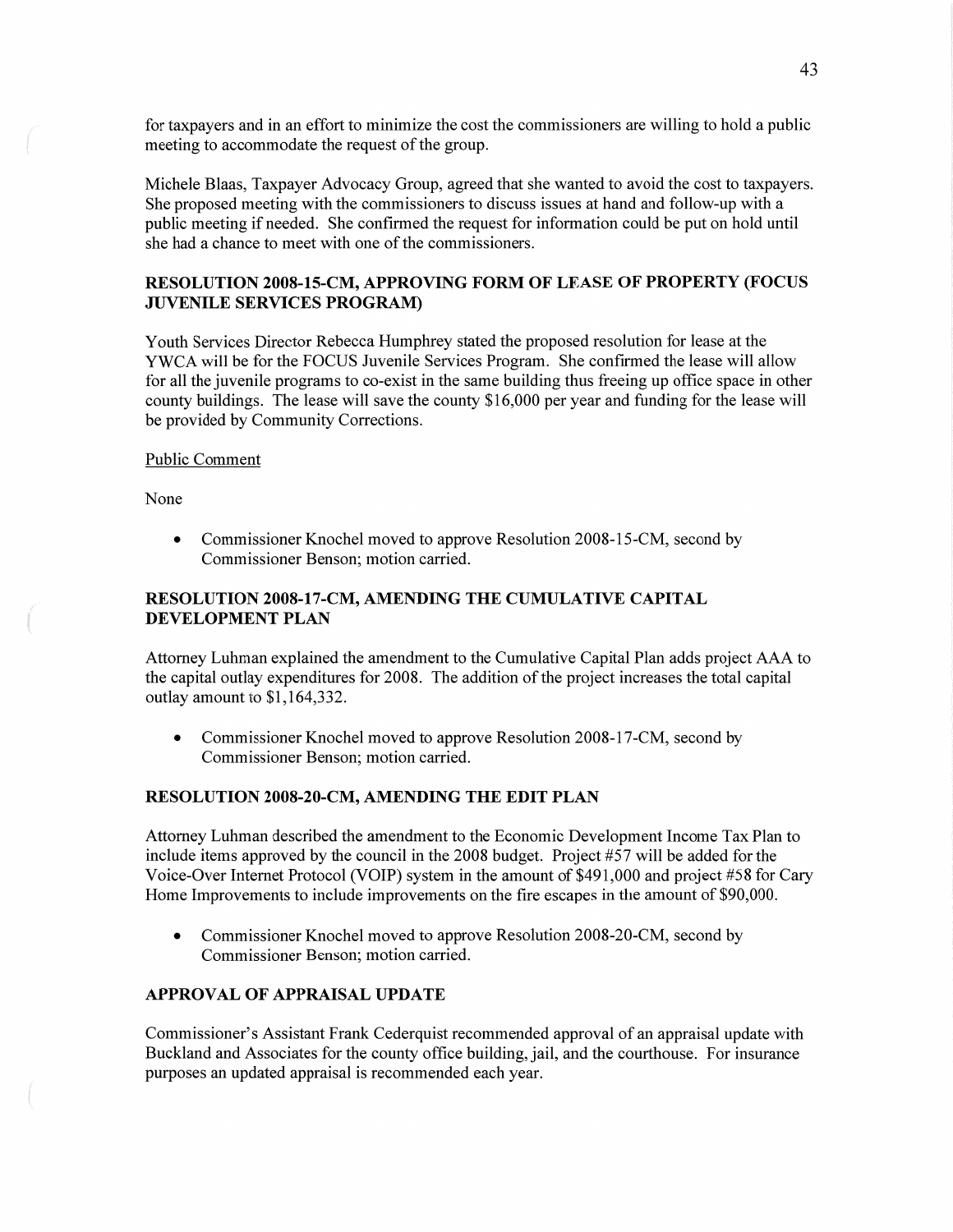for taxpayers and in an effort to minimize the cost the commissioners are willing to hold a public meeting to accommodate the request of the group.

Michele Blaas, Taxpayer Advocacy Group, agreed that she wanted to avoid the cost to taxpayers. She proposed meeting with the commissioners to discuss issues at hand and follow-up with a public meeting if needed. She confirmed the request for information could be put on hold until she had a chance to meet with one of the commissioners.

**RESOLUTION 2008-15-CM, APPROVING FORM OF LEASE OF PROPERTY (FOCUS JUVENILE SERVICES PROGRAM)**

Youth Services Director Rebecca Humphrey stated the proposed resolution for lease at the YWCA will be for the FOCUS Juvenile Services Program. She confirmed the lease will allow for all the juvenile programs to co-exist in the same building thus freeing up office space in other county buildings. The lease will save the county $16,000 per year and funding for the lease will be provided by Community Corrections.

Public Comment

None

- Commissioner Knochel moved to approve Resolution 2008-15-CM, second by Commissioner Benson; motion carried.

**RESOLUTION 2008-17-CM, AMENDING THE CUMULATIVE CAPITAL DEVELOPMENT PLAN**

Attorney Luhman explained the amendment to the Cumulative Capital Plan adds project AAA to the capital outlay expenditures for 2008. The addition of the project increases the total capital outlay amount to $1,164,332.

- Commissioner Knochel moved to approve Resolution 2008-17-CM, second by Commissioner Benson; motion carried.

**RESOLUTION 2008-20-CM, AMENDING THE EDIT PLAN**

Attorney Luhman described the amendment to the Economic Development Income Tax Plan to include items approved by the council in the 2008 budget. Project #57 will be added for the Voice-Over Internet Protocol (VOIP) system in the amount of $491,000 and project #58 for Cary Home Improvements to include improvements on the fire escapes in the amount of $90,000.

- Commissioner Knochel moved to approve Resolution 2008-20-CM, second by Commissioner Benson; motion carried.

**APPROVAL OF APPRAISAL UPDATE**

Commissioner's Assistant Frank Cederquist recommended approval of an appraisal update with Buckland and Associates for the county office building, jail, and the courthouse. For insurance purposes an updated appraisal is recommended each year.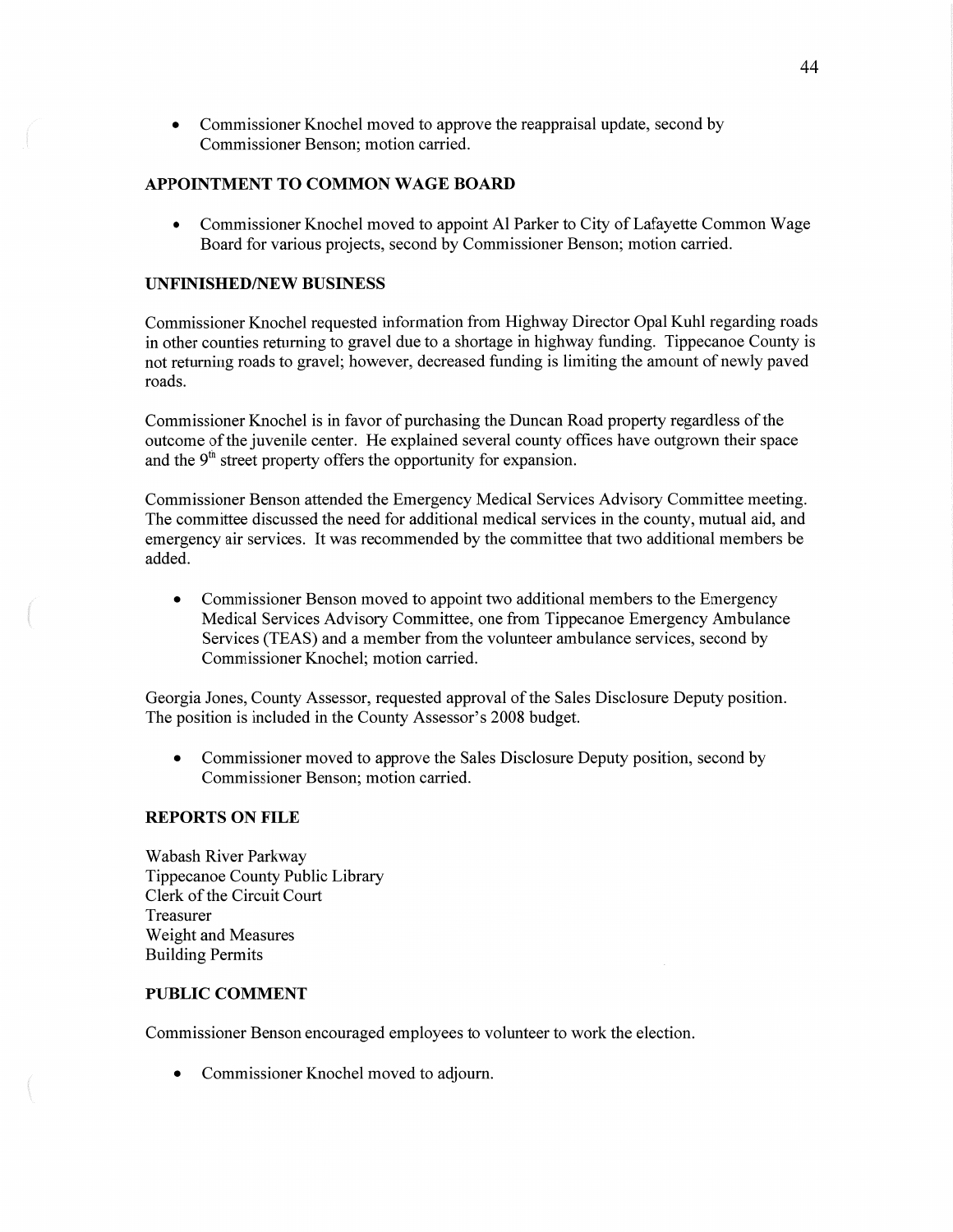- Commissioner Knochel moved to approve the reappraisal update, second by Commissioner Benson; motion carried.

## APPOINTMENT TO COMMON WAGE BOARD

- Commissioner Knochel moved to appoint Al Parker to City of Lafayette Common Wage Board for various projects, second by Commissioner Benson; motion carried.

## UNFINISHED/NEW BUSINESS

Commissioner Knochel requested information from Highway Director Opal Kuhl regarding roads in other counties returning to gravel due to a shortage in highway funding. Tippecanoe County is not returning roads to gravel; however, decreased funding is limiting the amount of newly paved roads.

Commissioner Knochel is in favor of purchasing the Duncan Road property regardless of the outcome of the juvenile center. He explained several county offices have outgrown their space and the 9th street property offers the opportunity for expansion.

Commissioner Benson attended the Emergency Medical Services Advisory Committee meeting. The committee discussed the need for additional medical services in the county, mutual aid, and emergency air services. It was recommended by the committee that two additional members be added.

- Commissioner Benson moved to appoint two additional members to the Emergency Medical Services Advisory Committee, one from Tippecanoe Emergency Ambulance Services (TEAS) and a member from the volunteer ambulance services, second by Commissioner Knochel; motion carried.

Georgia Jones, County Assessor, requested approval of the Sales Disclosure Deputy position. The position is included in the County Assessor's 2008 budget.

- Commissioner moved to approve the Sales Disclosure Deputy position, second by Commissioner Benson; motion carried.

## REPORTS ON FILE

Wabash River Parkway
Tippecanoe County Public Library
Clerk of the Circuit Court
Treasurer
Weight and Measures
Building Permits

## PUBLIC COMMENT

Commissioner Benson encouraged employees to volunteer to work the election.

- Commissioner Knochel moved to adjourn.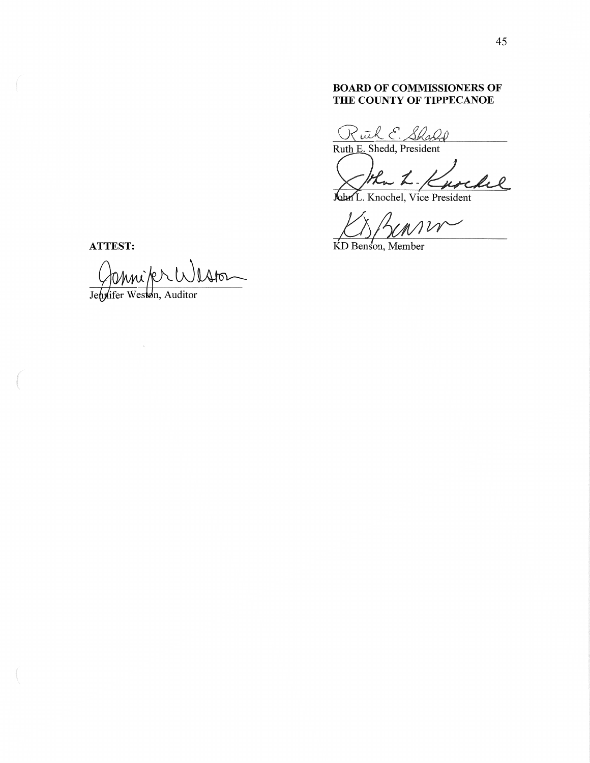**BOARD OF COMMISSIONERS OF THE COUNTY OF TIPPECANOE**

Ruth E. Shedd, President

John L. Knochel, Vice President

KD Benson, Member

**ATTEST:**

Jennifer Weston, Auditor